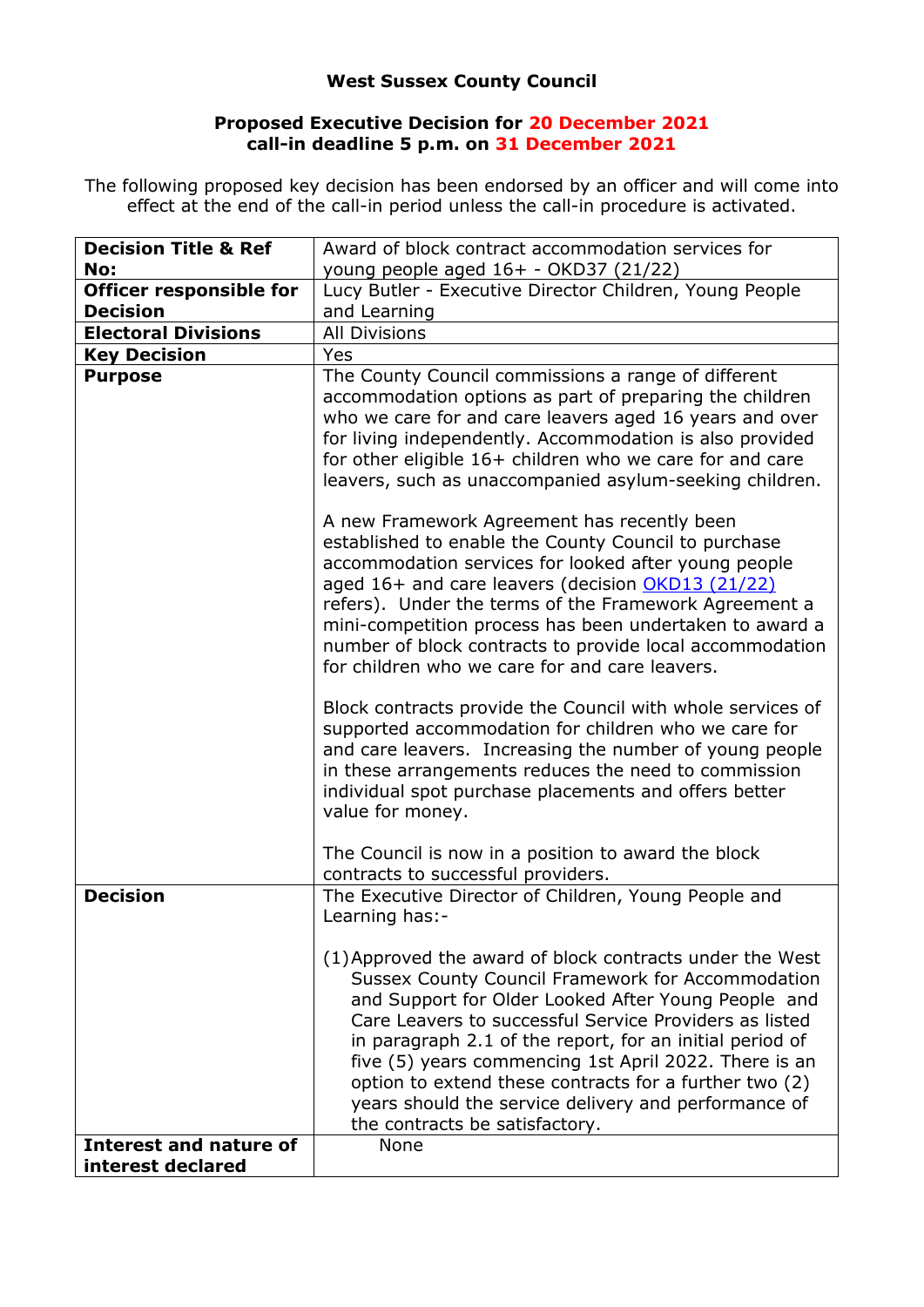**West Sussex County Council**

**Proposed Executive Decision for 20 December 2021**
**call-in deadline 5 p.m. on 31 December 2021**

The following proposed key decision has been endorsed by an officer and will come into effect at the end of the call-in period unless the call-in procedure is activated.

| **Decision Title & Ref No:** | Award of block contract accommodation services for young people aged 16+ - OKD37 (21/22) |
|---|---|
| **Officer responsible for Decision** | Lucy Butler - Executive Director Children, Young People and Learning |
| **Electoral Divisions** | All Divisions |
| **Key Decision** | Yes |
| **Purpose** | The County Council commissions a range of different accommodation options as part of preparing the children who we care for and care leavers aged 16 years and over for living independently. Accommodation is also provided for other eligible 16+ children who we care for and care leavers, such as unaccompanied asylum-seeking children.<br><br>A new Framework Agreement has recently been established to enable the County Council to purchase accommodation services for looked after young people aged 16+ and care leavers (decision OKD13 (21/22) refers). Under the terms of the Framework Agreement a mini-competition process has been undertaken to award a number of block contracts to provide local accommodation for children who we care for and care leavers.<br><br>Block contracts provide the Council with whole services of supported accommodation for children who we care for and care leavers. Increasing the number of young people in these arrangements reduces the need to commission individual spot purchase placements and offers better value for money.<br><br>The Council is now in a position to award the block contracts to successful providers. |
| **Decision** | The Executive Director of Children, Young People and Learning has:-<br><br>(1) Approved the award of block contracts under the West Sussex County Council Framework for Accommodation and Support for Older Looked After Young People and Care Leavers to successful Service Providers as listed in paragraph 2.1 of the report, for an initial period of five (5) years commencing 1st April 2022. There is an option to extend these contracts for a further two (2) years should the service delivery and performance of the contracts be satisfactory. |
| **Interest and nature of interest declared** | None |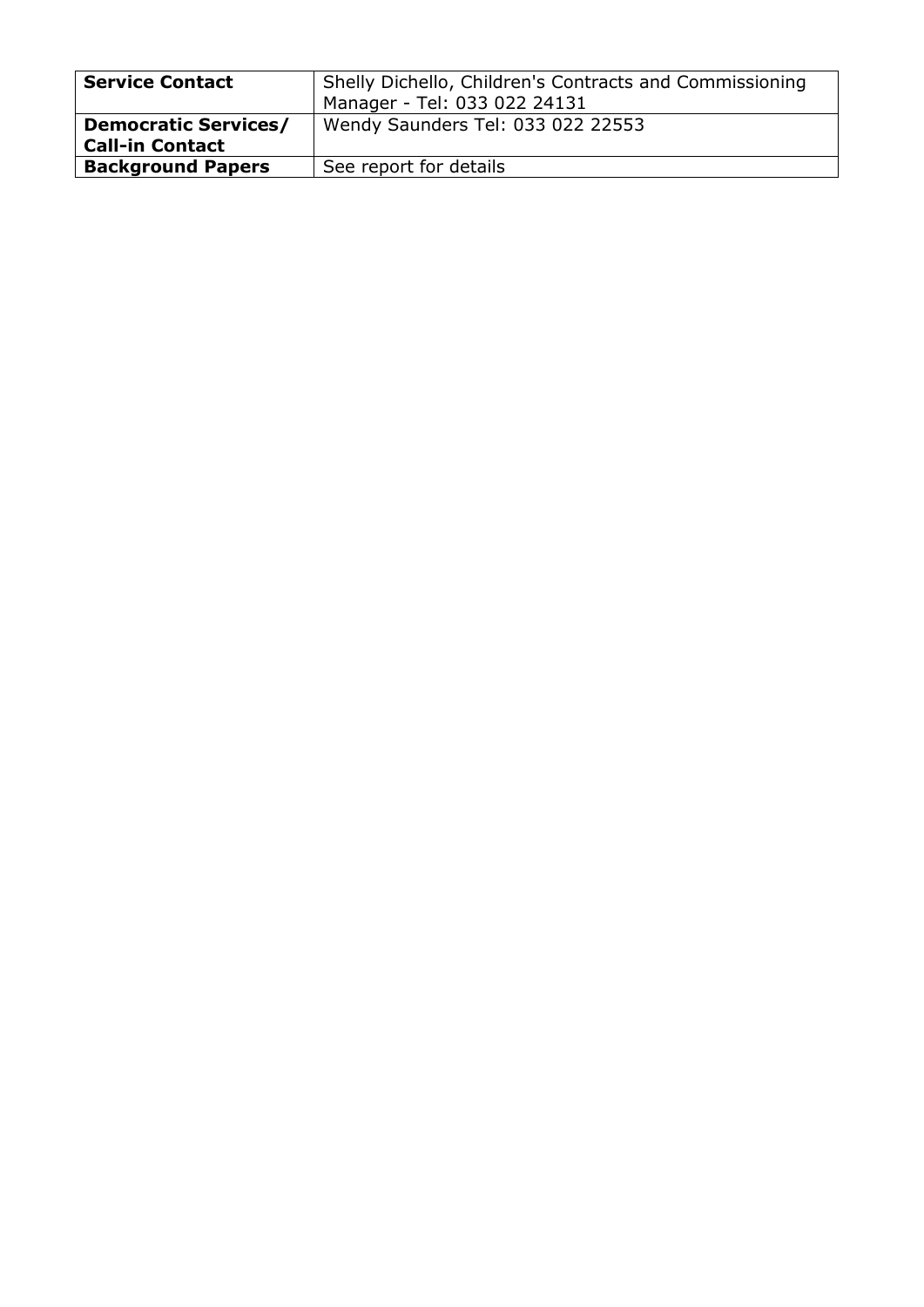| | |
|---|---|
| **Service Contact** | Shelly Dichello, Children's Contracts and Commissioning Manager - Tel: 033 022 24131 |
| **Democratic Services/ Call-in Contact** | Wendy Saunders Tel: 033 022 22553 |
| **Background Papers** | See report for details |